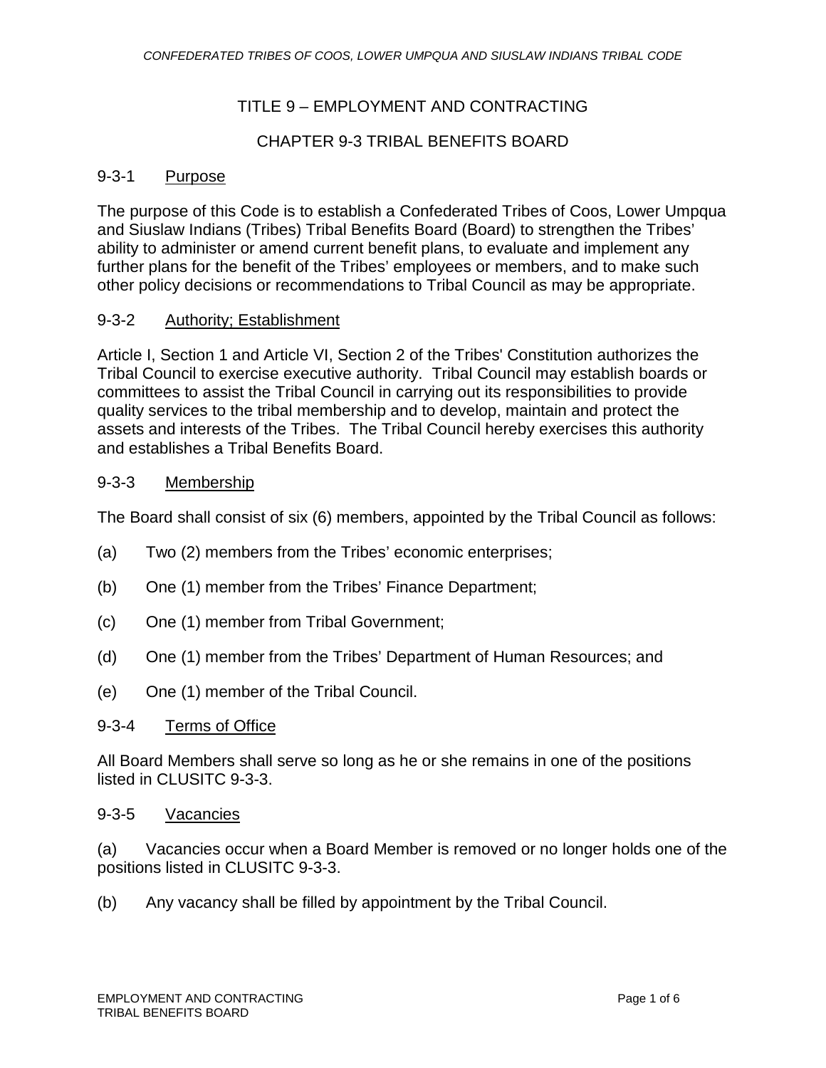# TITLE 9 – EMPLOYMENT AND CONTRACTING

## CHAPTER 9-3 TRIBAL BENEFITS BOARD

### 9-3-1 Purpose

The purpose of this Code is to establish a Confederated Tribes of Coos, Lower Umpqua and Siuslaw Indians (Tribes) Tribal Benefits Board (Board) to strengthen the Tribes' ability to administer or amend current benefit plans, to evaluate and implement any further plans for the benefit of the Tribes' employees or members, and to make such other policy decisions or recommendations to Tribal Council as may be appropriate.

### 9-3-2 Authority; Establishment

Article I, Section 1 and Article VI, Section 2 of the Tribes' Constitution authorizes the Tribal Council to exercise executive authority. Tribal Council may establish boards or committees to assist the Tribal Council in carrying out its responsibilities to provide quality services to the tribal membership and to develop, maintain and protect the assets and interests of the Tribes. The Tribal Council hereby exercises this authority and establishes a Tribal Benefits Board.

### 9-3-3 Membership

The Board shall consist of six (6) members, appointed by the Tribal Council as follows:

(a) Two (2) members from the Tribes' economic enterprises;

(b) One (1) member from the Tribes' Finance Department;

(c) One (1) member from Tribal Government;

(d) One (1) member from the Tribes' Department of Human Resources; and

(e) One (1) member of the Tribal Council.

### 9-3-4 Terms of Office

All Board Members shall serve so long as he or she remains in one of the positions listed in CLUSITC 9-3-3.

### 9-3-5 Vacancies

(a) Vacancies occur when a Board Member is removed or no longer holds one of the positions listed in CLUSITC 9-3-3.

(b) Any vacancy shall be filled by appointment by the Tribal Council.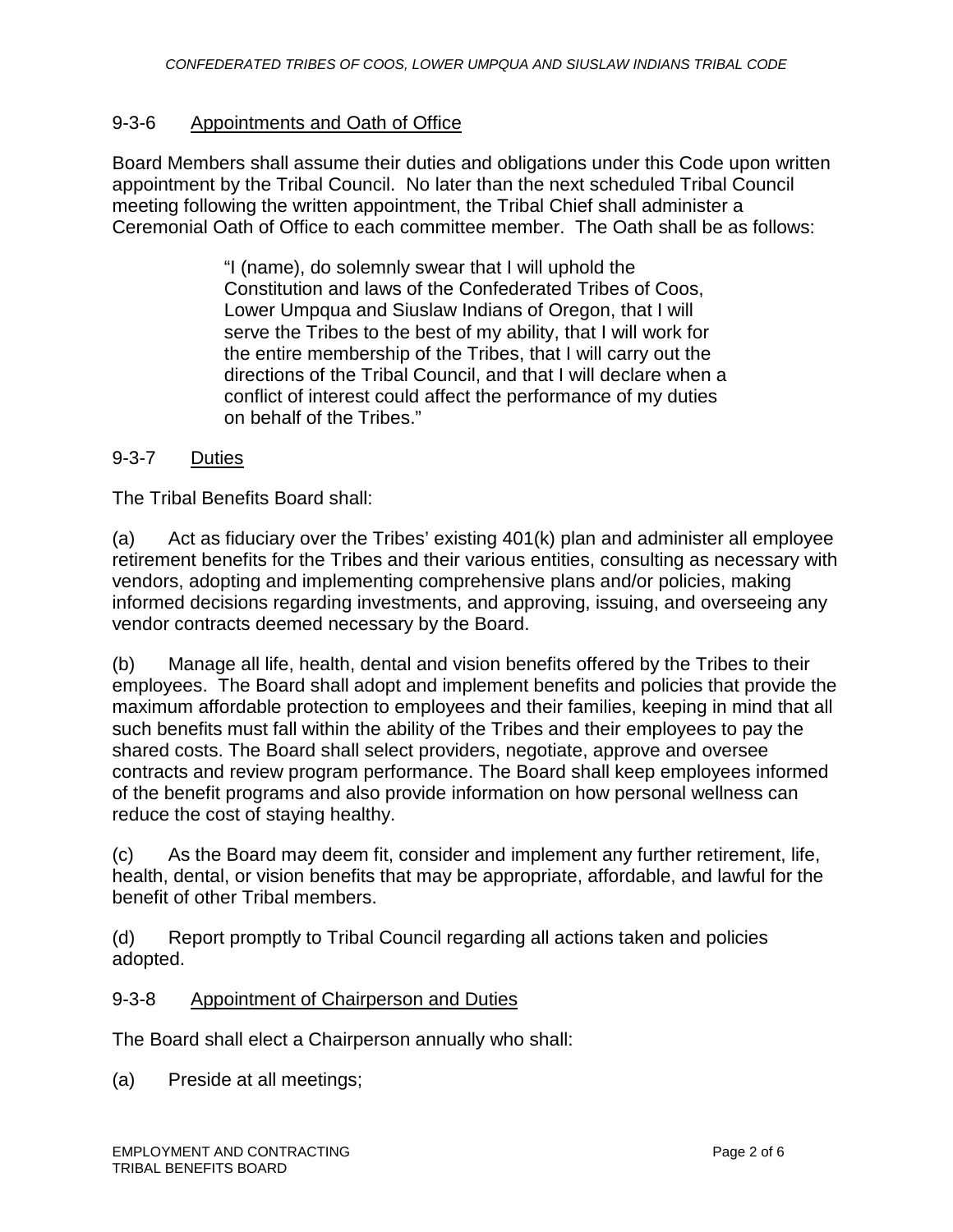## 9-3-6 Appointments and Oath of Office

Board Members shall assume their duties and obligations under this Code upon written appointment by the Tribal Council. No later than the next scheduled Tribal Council meeting following the written appointment, the Tribal Chief shall administer a Ceremonial Oath of Office to each committee member. The Oath shall be as follows:

> "I (name), do solemnly swear that I will uphold the Constitution and laws of the Confederated Tribes of Coos, Lower Umpqua and Siuslaw Indians of Oregon, that I will serve the Tribes to the best of my ability, that I will work for the entire membership of the Tribes, that I will carry out the directions of the Tribal Council, and that I will declare when a conflict of interest could affect the performance of my duties on behalf of the Tribes."

## 9-3-7 Duties

The Tribal Benefits Board shall:

(a) Act as fiduciary over the Tribes' existing 401(k) plan and administer all employee retirement benefits for the Tribes and their various entities, consulting as necessary with vendors, adopting and implementing comprehensive plans and/or policies, making informed decisions regarding investments, and approving, issuing, and overseeing any vendor contracts deemed necessary by the Board.

(b) Manage all life, health, dental and vision benefits offered by the Tribes to their employees. The Board shall adopt and implement benefits and policies that provide the maximum affordable protection to employees and their families, keeping in mind that all such benefits must fall within the ability of the Tribes and their employees to pay the shared costs. The Board shall select providers, negotiate, approve and oversee contracts and review program performance. The Board shall keep employees informed of the benefit programs and also provide information on how personal wellness can reduce the cost of staying healthy.

(c) As the Board may deem fit, consider and implement any further retirement, life, health, dental, or vision benefits that may be appropriate, affordable, and lawful for the benefit of other Tribal members.

(d) Report promptly to Tribal Council regarding all actions taken and policies adopted.

## 9-3-8 Appointment of Chairperson and Duties

The Board shall elect a Chairperson annually who shall:

(a) Preside at all meetings;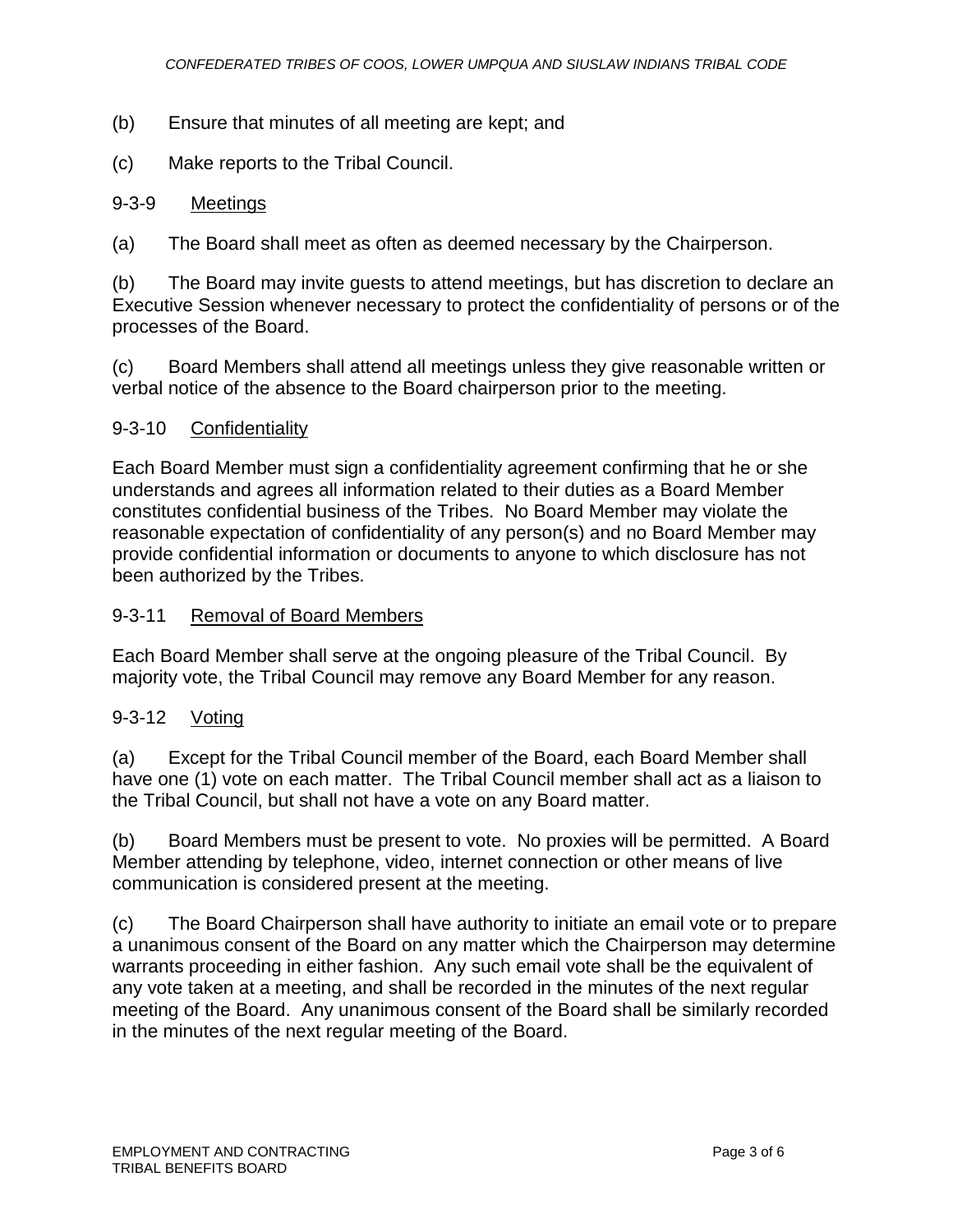(b) Ensure that minutes of all meeting are kept; and

(c) Make reports to the Tribal Council.

### 9-3-9 Meetings

(a) The Board shall meet as often as deemed necessary by the Chairperson.

(b) The Board may invite guests to attend meetings, but has discretion to declare an Executive Session whenever necessary to protect the confidentiality of persons or of the processes of the Board.

(c) Board Members shall attend all meetings unless they give reasonable written or verbal notice of the absence to the Board chairperson prior to the meeting.

### 9-3-10 Confidentiality

Each Board Member must sign a confidentiality agreement confirming that he or she understands and agrees all information related to their duties as a Board Member constitutes confidential business of the Tribes. No Board Member may violate the reasonable expectation of confidentiality of any person(s) and no Board Member may provide confidential information or documents to anyone to which disclosure has not been authorized by the Tribes.

### 9-3-11 Removal of Board Members

Each Board Member shall serve at the ongoing pleasure of the Tribal Council. By majority vote, the Tribal Council may remove any Board Member for any reason.

### 9-3-12 Voting

(a) Except for the Tribal Council member of the Board, each Board Member shall have one (1) vote on each matter. The Tribal Council member shall act as a liaison to the Tribal Council, but shall not have a vote on any Board matter.

(b) Board Members must be present to vote. No proxies will be permitted. A Board Member attending by telephone, video, internet connection or other means of live communication is considered present at the meeting.

(c) The Board Chairperson shall have authority to initiate an email vote or to prepare a unanimous consent of the Board on any matter which the Chairperson may determine warrants proceeding in either fashion. Any such email vote shall be the equivalent of any vote taken at a meeting, and shall be recorded in the minutes of the next regular meeting of the Board. Any unanimous consent of the Board shall be similarly recorded in the minutes of the next regular meeting of the Board.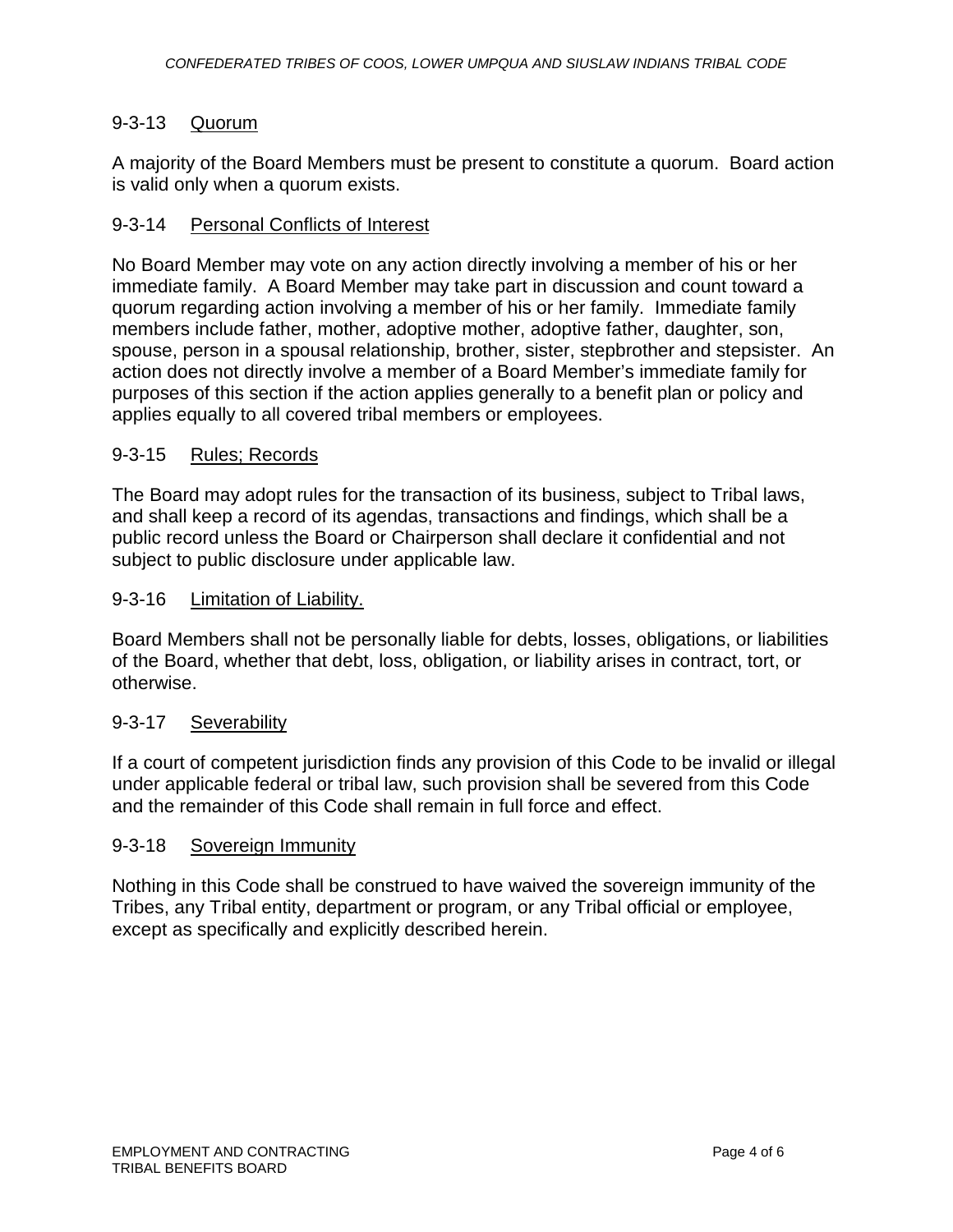### 9-3-13 Quorum

A majority of the Board Members must be present to constitute a quorum. Board action is valid only when a quorum exists.

### 9-3-14 Personal Conflicts of Interest

No Board Member may vote on any action directly involving a member of his or her immediate family. A Board Member may take part in discussion and count toward a quorum regarding action involving a member of his or her family. Immediate family members include father, mother, adoptive mother, adoptive father, daughter, son, spouse, person in a spousal relationship, brother, sister, stepbrother and stepsister. An action does not directly involve a member of a Board Member's immediate family for purposes of this section if the action applies generally to a benefit plan or policy and applies equally to all covered tribal members or employees.

### 9-3-15 Rules; Records

The Board may adopt rules for the transaction of its business, subject to Tribal laws, and shall keep a record of its agendas, transactions and findings, which shall be a public record unless the Board or Chairperson shall declare it confidential and not subject to public disclosure under applicable law.

### 9-3-16 Limitation of Liability.

Board Members shall not be personally liable for debts, losses, obligations, or liabilities of the Board, whether that debt, loss, obligation, or liability arises in contract, tort, or otherwise.

### 9-3-17 Severability

If a court of competent jurisdiction finds any provision of this Code to be invalid or illegal under applicable federal or tribal law, such provision shall be severed from this Code and the remainder of this Code shall remain in full force and effect.

### 9-3-18 Sovereign Immunity

Nothing in this Code shall be construed to have waived the sovereign immunity of the Tribes, any Tribal entity, department or program, or any Tribal official or employee, except as specifically and explicitly described herein.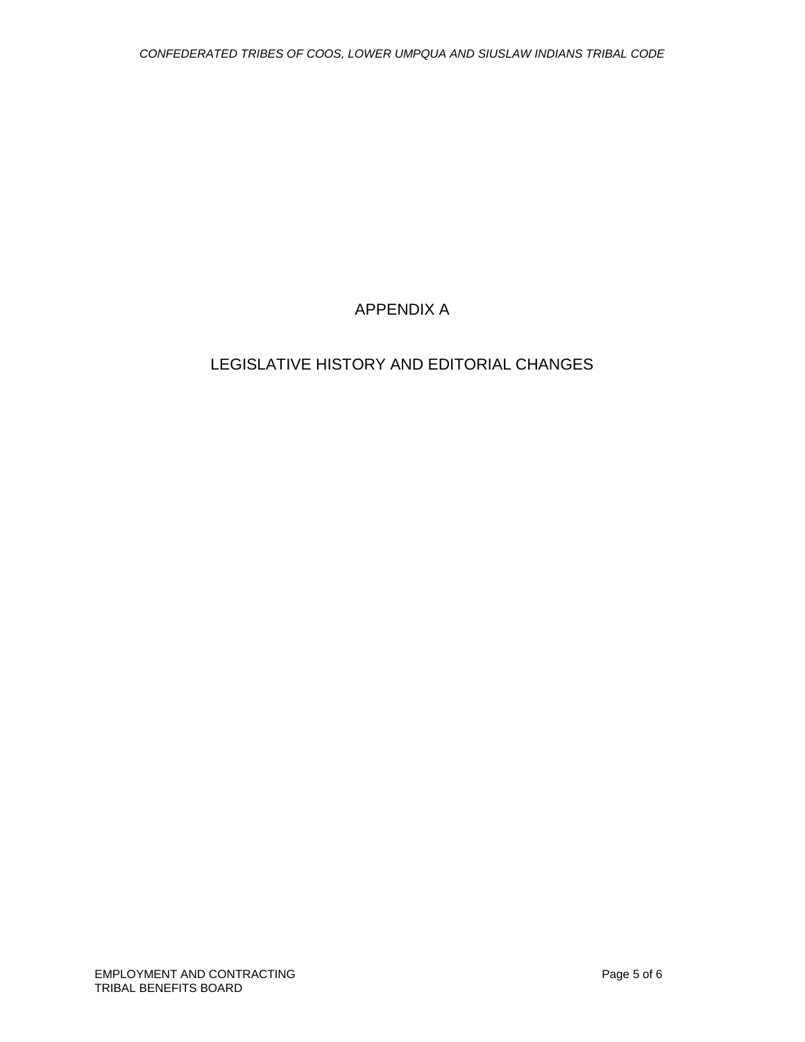# APPENDIX A

# LEGISLATIVE HISTORY AND EDITORIAL CHANGES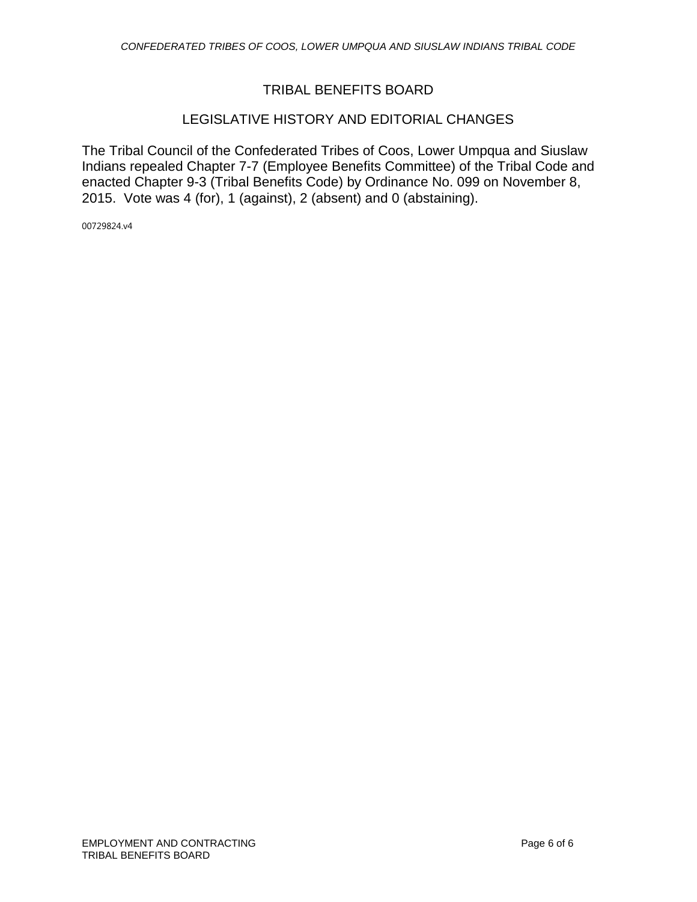## TRIBAL BENEFITS BOARD

## LEGISLATIVE HISTORY AND EDITORIAL CHANGES

The Tribal Council of the Confederated Tribes of Coos, Lower Umpqua and Siuslaw Indians repealed Chapter 7-7 (Employee Benefits Committee) of the Tribal Code and enacted Chapter 9-3 (Tribal Benefits Code) by Ordinance No. 099 on November 8, 2015. Vote was 4 (for), 1 (against), 2 (absent) and 0 (abstaining).

00729824.v4